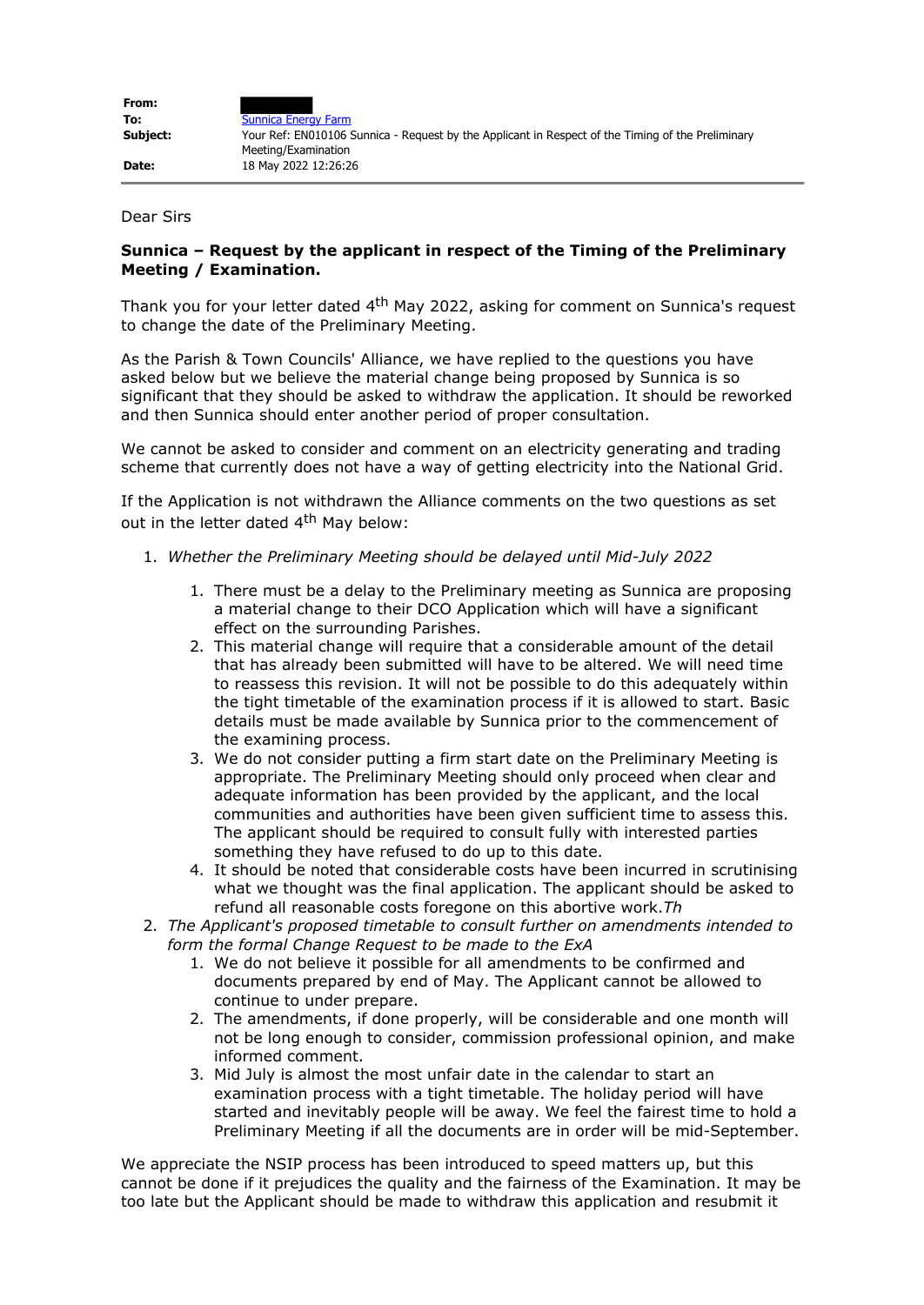| | |
|---|---|
| **From:** | |
| **To:** | Sunnica Energy Farm |
| **Subject:** | Your Ref: EN010106 Sunnica - Request by the Applicant in Respect of the Timing of the Preliminary Meeting/Examination |
| **Date:** | 18 May 2022 12:26:26 |

Dear Sirs

**Sunnica – Request by the applicant in respect of the Timing of the Preliminary Meeting / Examination.**

Thank you for your letter dated 4th May 2022, asking for comment on Sunnica's request to change the date of the Preliminary Meeting.

As the Parish & Town Councils' Alliance, we have replied to the questions you have asked below but we believe the material change being proposed by Sunnica is so significant that they should be asked to withdraw the application. It should be reworked and then Sunnica should enter another period of proper consultation.

We cannot be asked to consider and comment on an electricity generating and trading scheme that currently does not have a way of getting electricity into the National Grid.

If the Application is not withdrawn the Alliance comments on the two questions as set out in the letter dated 4th May below:

1. *Whether the Preliminary Meeting should be delayed until Mid-July 2022*
   1. There must be a delay to the Preliminary meeting as Sunnica are proposing a material change to their DCO Application which will have a significant effect on the surrounding Parishes.
   2. This material change will require that a considerable amount of the detail that has already been submitted will have to be altered. We will need time to reassess this revision. It will not be possible to do this adequately within the tight timetable of the examination process if it is allowed to start. Basic details must be made available by Sunnica prior to the commencement of the examining process.
   3. We do not consider putting a firm start date on the Preliminary Meeting is appropriate. The Preliminary Meeting should only proceed when clear and adequate information has been provided by the applicant, and the local communities and authorities have been given sufficient time to assess this. The applicant should be required to consult fully with interested parties something they have refused to do up to this date.
   4. It should be noted that considerable costs have been incurred in scrutinising what we thought was the final application. The applicant should be asked to refund all reasonable costs foregone on this abortive work.*Th*
2. *The Applicant's proposed timetable to consult further on amendments intended to form the formal Change Request to be made to the ExA*
   1. We do not believe it possible for all amendments to be confirmed and documents prepared by end of May. The Applicant cannot be allowed to continue to under prepare.
   2. The amendments, if done properly, will be considerable and one month will not be long enough to consider, commission professional opinion, and make informed comment.
   3. Mid July is almost the most unfair date in the calendar to start an examination process with a tight timetable. The holiday period will have started and inevitably people will be away. We feel the fairest time to hold a Preliminary Meeting if all the documents are in order will be mid-September.

We appreciate the NSIP process has been introduced to speed matters up, but this cannot be done if it prejudices the quality and the fairness of the Examination. It may be too late but the Applicant should be made to withdraw this application and resubmit it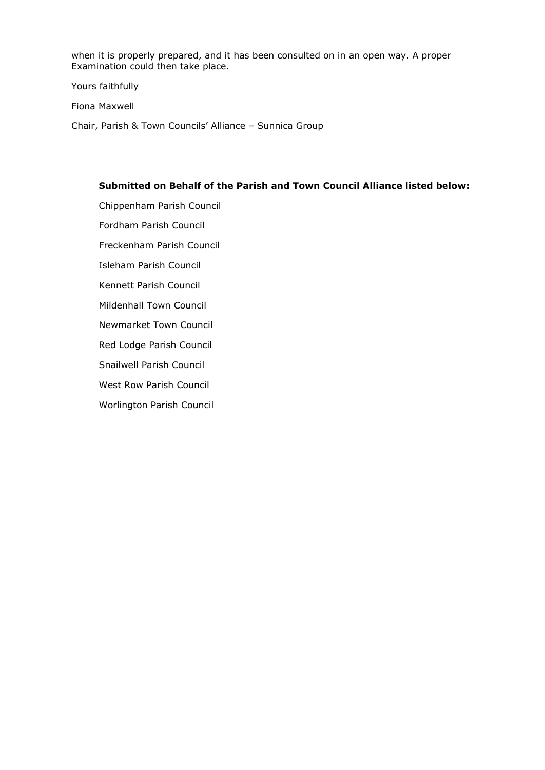when it is properly prepared, and it has been consulted on in an open way. A proper Examination could then take place.

Yours faithfully

Fiona Maxwell

Chair, Parish & Town Councils' Alliance – Sunnica Group

**Submitted on Behalf of the Parish and Town Council Alliance listed below:**

Chippenham Parish Council

Fordham Parish Council

Freckenham Parish Council

Isleham Parish Council

Kennett Parish Council

Mildenhall Town Council

Newmarket Town Council

Red Lodge Parish Council

Snailwell Parish Council

West Row Parish Council

Worlington Parish Council